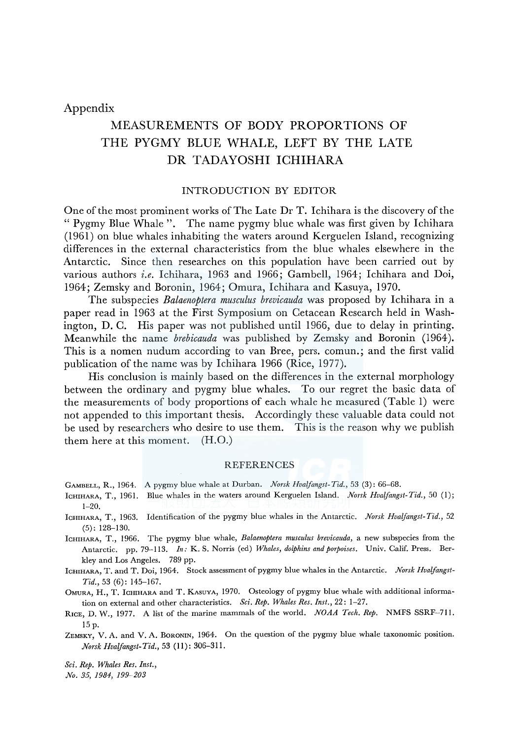Appendix

# MEASUREMENTS OF BODY PROPORTIONS OF THE PYGMY BLUE WHALE, LEFT BY THE LATE DR TADAYOSHI ICHIHARA

## INTRODUCTION BY EDITOR

One of the most prominent works of The Late Dr T. Ichihara is the discovery of the " Pygmy Blue Whale ". The name pygmy blue whale was first given by Ichihara (1961) on blue whales inhabiting the waters around Kerguelen Island, recognizing differences in the external characteristics from the blue whales elsewhere in the Antarctic. Since then researches on this population have been carried out by various authors *i.e.* Ichihara, 1963 and 1966; Gambell, 1964; Ichihara and Doi, 1964; Zemsky and Boronin, 1964; Omura, Ichihara and Kasuya, 1970.

The subspecies *Balaenoptera musculus brevicauda* was proposed by Ichihara in a paper read in 1963 at the First Symposium on Cetacean Research held in Washington, D. C. His paper was not published until 1966, due to delay in printing. Meanwhile the name *brebicauda* was published by Zemsky and Boronin (1964). This is a nomen nudum according to van Bree, pers. comun.; and the first valid publication of the name was by Ichihara 1966 (Rice, 1977).

His conclusion is mainly based on the differences in the external morphology between the ordinary and pygmy blue whales. To our regret the basic data of the measurements of body proportions of each whale he measured (Table 1) were not appended to this important thesis. Accordingly these valuable data could not be used by researchers who desire to use them. This is the reason why we publish them here at this moment. (H.O.)

## REFERENCES

GAMBELL, R., 1964. A pygmy blue whale at Durban. *Norsk Hvalfangst-Tid.*, 53 (3): 66–68.

ICHIHARA, T., 1961. Blue whales in the waters around Kerguelen Island. *Norsk Hvalfangst-Tid.*, 50 (1); 1–20.

ICHIHARA, T., 1963. Identification of the pygmy blue whales in the Antarctic. *Norsk Hvalfangst-Tid.*, 52 (5): 128–130.

ICHIHARA, T., 1966. The pygmy blue whale, *Balaenoptera musculus brevicauda*, a new subspecies from the Antarctic. pp. 79–113. *In:* K. S. Norris (ed) *Whales, dolphins and porpoises*. Univ. Calif. Press. Berkley and Los Angeles. 789 pp.

ICHIHARA, T. and T. DOI, 1964. Stock assessment of pygmy blue whales in the Antarctic. *Norsk Hvalfangst-Tid.*, 53 (6): 145–167.

OMURA, H., T. ICHIHARA and T. KASUYA, 1970. Osteology of pygmy blue whale with additional information on external and other characteristics. *Sci. Rep. Whales Res. Inst.*, 22: 1–27.

RICE, D. W., 1977. A list of the marine mammals of the world. *NOAA Tech. Rep.* NMFS SSRF–711. 15 p.

ZEMSKY, V. A. and V. A. BORONIN, 1964. On the question of the pygmy blue whale taxonomic position. *Norsk Hvalfangst-Tid.*, 53 (11): 306–311.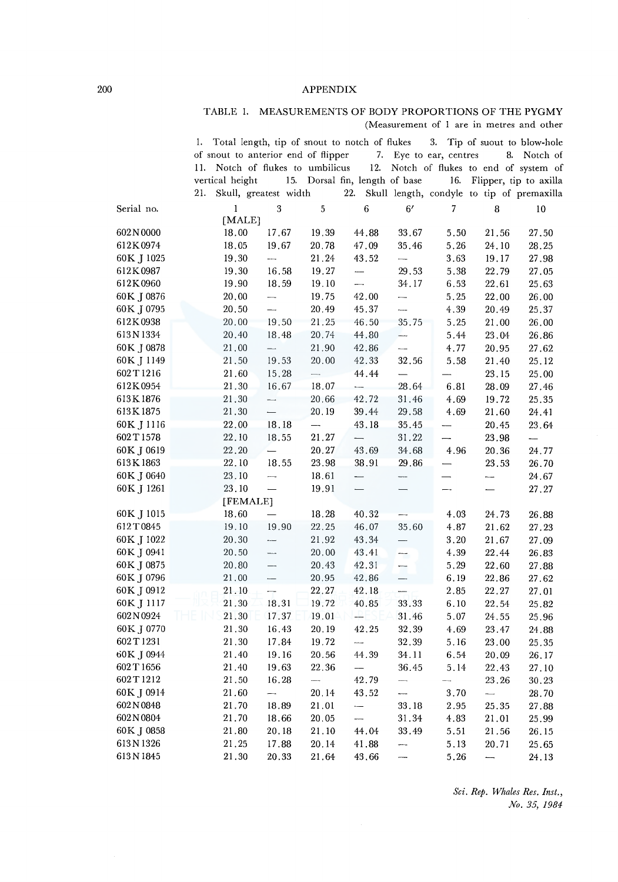APPENDIX

TABLE 1. MEASUREMENTS OF BODY PROPORTIONS OF THE PYGMY
(Measurement of 1 are in metres and other

1. Total length, tip of snout to notch of flukes 3. Tip of suout to blow-hole of snout to anterior end of flipper 7. Eye to ear, centres 8. Notch of 11. Notch of flukes to umbilicus 12. Notch of flukes to end of system of vertical height 15. Dorsal fin, length of base 16. Flipper, tip to axilla 21. Skull, greatest width 22. Skull length, condyle to tip of premaxilla

| Serial no. | 1 | 3 | 5 | 6 | 6′ | 7 | 8 | 10 |
|---|---|---|---|---|---|---|---|---|
| | [MALE] | | | | | | | |
| 602N0000 | 18.00 | 17.67 | 19.39 | 44.88 | 33.67 | 5.50 | 21.56 | 27.50 |
| 612K0974 | 18.05 | 19.67 | 20.78 | 47.09 | 35.46 | 5.26 | 24.10 | 28.25 |
| 60K J 1025 | 19.30 | — | 21.24 | 43.52 | — | 3.63 | 19.17 | 27.98 |
| 612K0987 | 19.30 | 16.58 | 19.27 | — | 29.53 | 5.38 | 22.79 | 27.05 |
| 612K0960 | 19.90 | 18.59 | 19.10 | — | 34.17 | 6.53 | 22.61 | 25.63 |
| 60K J 0876 | 20.00 | — | 19.75 | 42.00 | — | 5.25 | 22.00 | 26.00 |
| 60K J 0795 | 20.50 | — | 20.49 | 45.37 | — | 4.39 | 20.49 | 25.37 |
| 612K0938 | 20.00 | 19.50 | 21.25 | 46.50 | 35.75 | 5.25 | 21.00 | 26.00 |
| 613N1334 | 20.40 | 18.48 | 20.74 | 44.80 | — | 5.44 | 23.04 | 26.86 |
| 60K J 0878 | 21.00 | — | 21.90 | 42.86 | — | 4.77 | 20.95 | 27.62 |
| 60K J 1149 | 21.50 | 19.53 | 20.00 | 42.33 | 32.56 | 5.58 | 21.40 | 25.12 |
| 602T1216 | 21.60 | 15.28 | — | 44.44 | — | — | 23.15 | 25.00 |
| 612K0954 | 21.30 | 16.67 | 18.07 | — | 28.64 | 6.81 | 28.09 | 27.46 |
| 613K1876 | 21.30 | — | 20.66 | 42.72 | 31.46 | 4.69 | 19.72 | 25.35 |
| 613K1875 | 21.30 | — | 20.19 | 39.44 | 29.58 | 4.69 | 21.60 | 24.41 |
| 60K J 1116 | 22.00 | 18.18 | — | 43.18 | 35.45 | — | 20.45 | 23.64 |
| 602T1578 | 22.10 | 18.55 | 21.27 | — | 31.22 | — | 23.98 | — |
| 60K J 0619 | 22.20 | — | 20.27 | 43.69 | 34.68 | 4.96 | 20.36 | 24.77 |
| 613K1863 | 22.10 | 18.55 | 23.98 | 38.91 | 29.86 | — | 23.53 | 26.70 |
| 60K J 0640 | 23.10 | — | 18.61 | — | — | — | — | 24.67 |
| 60K J 1261 | 23.10 | — | 19.91 | — | — | — | — | 27.27 |
| | [FEMALE] | | | | | | | |
| 60K J 1015 | 18.60 | — | 18.28 | 40.32 | — | 4.03 | 24.73 | 26.88 |
| 612T0845 | 19.10 | 19.90 | 22.25 | 46.07 | 35.60 | 4.87 | 21.62 | 27.23 |
| 60K J 1022 | 20.30 | — | 21.92 | 43.34 | — | 3.20 | 21.67 | 27.09 |
| 60K J 0941 | 20.50 | — | 20.00 | 43.41 | — | 4.39 | 22.44 | 26.83 |
| 60K J 0875 | 20.80 | — | 20.43 | 42.31 | — | 5.29 | 22.60 | 27.88 |
| 60K J 0796 | 21.00 | — | 20.95 | 42.86 | — | 6.19 | 22.86 | 27.62 |
| 60K J 0912 | 21.10 | — | 22.27 | 42.18 | — | 2.85 | 22.27 | 27.01 |
| 60K J 1117 | 21.30 | 18.31 | 19.72 | 40.85 | 33.33 | 6.10 | 22.54 | 25.82 |
| 602N0924 | 21.30 | 17.37 | 19.01 | — | 31.46 | 5.07 | 24.55 | 25.96 |
| 60K J 0770 | 21.30 | 16.43 | 20.19 | 42.25 | 32.39 | 4.69 | 23.47 | 24.88 |
| 602T1231 | 21.30 | 17.84 | 19.72 | — | 32.39 | 5.16 | 23.00 | 25.35 |
| 60K J 0944 | 21.40 | 19.16 | 20.56 | 44.39 | 34.11 | 6.54 | 20.09 | 26.17 |
| 602T1656 | 21.40 | 19.63 | 22.36 | — | 36.45 | 5.14 | 22.43 | 27.10 |
| 602T1212 | 21.50 | 16.28 | — | 42.79 | — | — | 23.26 | 30.23 |
| 60K J 0914 | 21.60 | — | 20.14 | 43.52 | — | 3.70 | — | 28.70 |
| 602N0848 | 21.70 | 18.89 | 21.01 | — | 33.18 | 2.95 | 25.35 | 27.88 |
| 602N0804 | 21.70 | 18.66 | 20.05 | — | 31.34 | 4.83 | 21.01 | 25.99 |
| 60K J 0858 | 21.80 | 20.18 | 21.10 | 44.04 | 33.49 | 5.51 | 21.56 | 26.15 |
| 613N1326 | 21.25 | 17.88 | 20.14 | 41.88 | — | 5.13 | 20.71 | 25.65 |
| 613N1845 | 21.30 | 20.33 | 21.64 | 43.66 | — | 5.26 | — | 24.13 |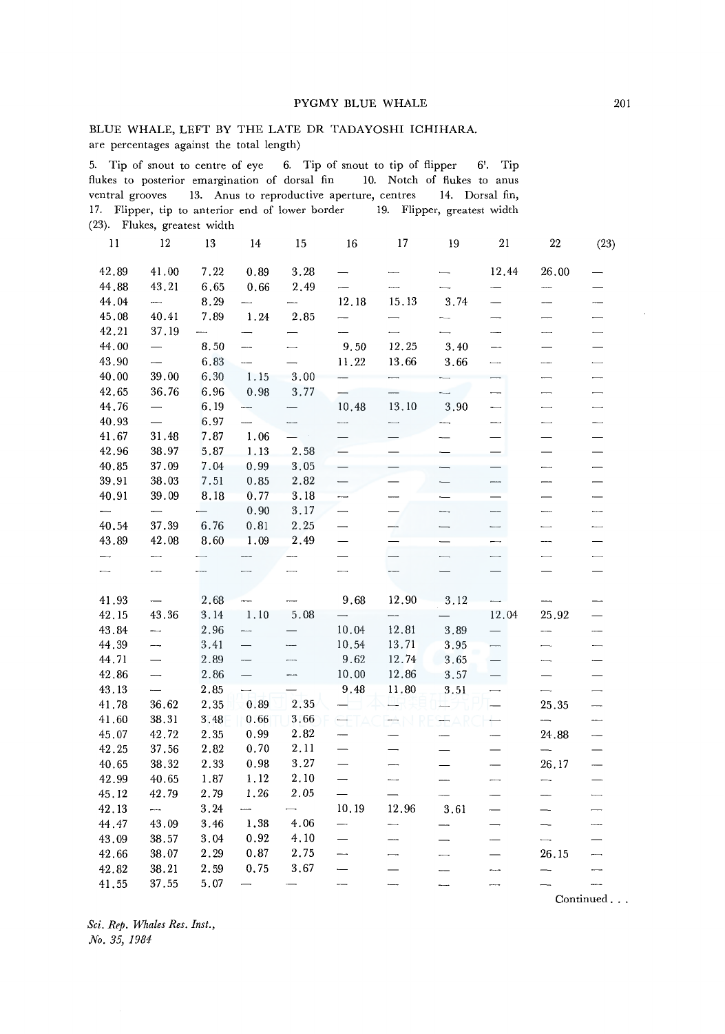BLUE WHALE, LEFT BY THE LATE DR TADAYOSHI ICHIHARA.
are percentages against the total length)

5. Tip of snout to centre of eye 6. Tip of snout to tip of flipper 6'. Tip flukes to posterior emargination of dorsal fin 10. Notch of flukes to anus ventral grooves 13. Anus to reproductive aperture, centres 14. Dorsal fin, 17. Flipper, tip to anterior end of lower border 19. Flipper, greatest width (23). Flukes, greatest width

| 11 | 12 | 13 | 14 | 15 | 16 | 17 | 19 | 21 | 22 | (23) |
|---|---|---|---|---|---|---|---|---|---|---|
| 42.89 | 41.00 | 7.22 | 0.89 | 3.28 | — | — | — | 12.44 | 26.00 | — |
| 44.88 | 43.21 | 6.65 | 0.66 | 2.49 | — | — | — | — | — | — |
| 44.04 | — | 8.29 | — | — | 12.18 | 15.13 | 3.74 | — | — | — |
| 45.08 | 40.41 | 7.89 | 1.24 | 2.85 | — | — | — | — | — | — |
| 42.21 | 37.19 | — | — | — | — | — | — | — | — | — |
| 44.00 | — | 8.50 | — | — | 9.50 | 12.25 | 3.40 | — | — | — |
| 43.90 | — | 6.83 | — | — | 11.22 | 13.66 | 3.66 | — | — | — |
| 40.00 | 39.00 | 6.30 | 1.15 | 3.00 | — | — | — | — | — | — |
| 42.65 | 36.76 | 6.96 | 0.98 | 3.77 | — | — | — | — | — | — |
| 44.76 | — | 6.19 | — | — | 10.48 | 13.10 | 3.90 | — | — | — |
| 40.93 | — | 6.97 | — | — | — | — | — | — | — | — |
| 41.67 | 31.48 | 7.87 | 1.06 | — | — | — | — | — | — | — |
| 42.96 | 38.97 | 5.87 | 1.13 | 2.58 | — | — | — | — | — | — |
| 40.85 | 37.09 | 7.04 | 0.99 | 3.05 | — | — | — | — | — | — |
| 39.91 | 38.03 | 7.51 | 0.85 | 2.82 | — | — | — | — | — | — |
| 40.91 | 39.09 | 8.18 | 0.77 | 3.18 | — | — | — | — | — | — |
| — | — | — | 0.90 | 3.17 | — | — | — | — | — | — |
| 40.54 | 37.39 | 6.76 | 0.81 | 2.25 | — | — | — | — | — | — |
| 43.89 | 42.08 | 8.60 | 1.09 | 2.49 | — | — | — | — | — | — |
| — | — | — | — | — | — | — | — | — | — | — |
| — | — | — | — | — | — | — | — | — | — | — |
| 41.93 | — | 2.68 | — | — | 9.68 | 12.90 | 3.12 | — | — | — |
| 42.15 | 43.36 | 3.14 | 1.10 | 5.08 | — | — | — | 12.04 | 25.92 | — |
| 43.84 | — | 2.96 | — | — | 10.04 | 12.81 | 3.89 | — | — | — |
| 44.39 | — | 3.41 | — | — | 10.54 | 13.71 | 3.95 | — | — | — |
| 44.71 | — | 2.89 | — | — | 9.62 | 12.74 | 3.65 | — | — | — |
| 42.86 | — | 2.86 | — | — | 10.00 | 12.86 | 3.57 | — | — | — |
| 43.13 | — | 2.85 | — | — | 9.48 | 11.80 | 3.51 | — | — | — |
| 41.78 | 36.62 | 2.35 | 0.89 | 2.35 | — | — | — | — | 25.35 | — |
| 41.60 | 38.31 | 3.48 | 0.66 | 3.66 | — | — | — | — | — | — |
| 45.07 | 42.72 | 2.35 | 0.99 | 2.82 | — | — | — | — | 24.88 | — |
| 42.25 | 37.56 | 2.82 | 0.70 | 2.11 | — | — | — | — | — | — |
| 40.65 | 38.32 | 2.33 | 0.98 | 3.27 | — | — | — | — | 26.17 | — |
| 42.99 | 40.65 | 1.87 | 1.12 | 2.10 | — | — | — | — | — | — |
| 45.12 | 42.79 | 2.79 | 1.26 | 2.05 | — | — | — | — | — | — |
| 42.13 | — | 3.24 | — | — | 10.19 | 12.96 | 3.61 | — | — | — |
| 44.47 | 43.09 | 3.46 | 1.38 | 4.06 | — | — | — | — | — | — |
| 43.09 | 38.57 | 3.04 | 0.92 | 4.10 | — | — | — | — | — | — |
| 42.66 | 38.07 | 2.29 | 0.87 | 2.75 | — | — | — | — | 26.15 | — |
| 42.82 | 38.21 | 2.59 | 0.75 | 3.67 | — | — | — | — | — | — |
| 41.55 | 37.55 | 5.07 | — | — | — | — | — | — | — | — |

Continued . . .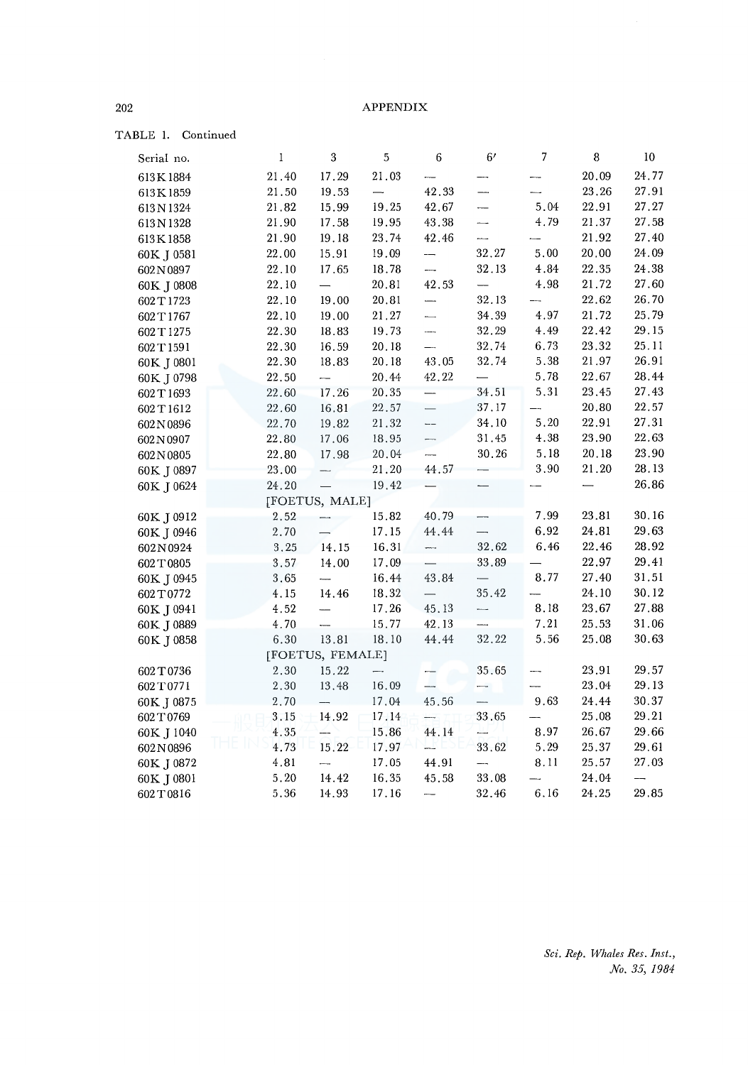TABLE 1. Continued

| Serial no. | 1 | 3 | 5 | 6 | 6′ | 7 | 8 | 10 |
|---|---|---|---|---|---|---|---|---|
| 613K1884 | 21.40 | 17.29 | 21.03 | — | — | — | 20.09 | 24.77 |
| 613K1859 | 21.50 | 19.53 | — | 42.33 | — | — | 23.26 | 27.91 |
| 613N1324 | 21.82 | 15.99 | 19.25 | 42.67 | — | 5.04 | 22.91 | 27.27 |
| 613N1328 | 21.90 | 17.58 | 19.95 | 43.38 | — | 4.79 | 21.37 | 27.58 |
| 613K1858 | 21.90 | 19.18 | 23.74 | 42.46 | — | — | 21.92 | 27.40 |
| 60K J 0581 | 22.00 | 15.91 | 19.09 | — | 32.27 | 5.00 | 20.00 | 24.09 |
| 602N0897 | 22.10 | 17.65 | 18.78 | — | 32.13 | 4.84 | 22.35 | 24.38 |
| 60K J 0808 | 22.10 | — | 20.81 | 42.53 | — | 4.98 | 21.72 | 27.60 |
| 602T1723 | 22.10 | 19.00 | 20.81 | — | 32.13 | — | 22.62 | 26.70 |
| 602T1767 | 22.10 | 19.00 | 21.27 | — | 34.39 | 4.97 | 21.72 | 25.79 |
| 602T1275 | 22.30 | 18.83 | 19.73 | — | 32.29 | 4.49 | 22.42 | 29.15 |
| 602T1591 | 22.30 | 16.59 | 20.18 | — | 32.74 | 6.73 | 23.32 | 25.11 |
| 60K J 0801 | 22.30 | 18.83 | 20.18 | 43.05 | 32.74 | 5.38 | 21.97 | 26.91 |
| 60K J 0798 | 22.50 | — | 20.44 | 42.22 | — | 5.78 | 22.67 | 28.44 |
| 602T1693 | 22.60 | 17.26 | 20.35 | — | 34.51 | 5.31 | 23.45 | 27.43 |
| 602T1612 | 22.60 | 16.81 | 22.57 | — | 37.17 | — | 20.80 | 22.57 |
| 602N0896 | 22.70 | 19.82 | 21.32 | — | 34.10 | 5.20 | 22.91 | 27.31 |
| 602N0907 | 22.80 | 17.06 | 18.95 | — | 31.45 | 4.38 | 23.90 | 22.63 |
| 602N0805 | 22.80 | 17.98 | 20.04 | — | 30.26 | 5.18 | 20.18 | 23.90 |
| 60K J 0897 | 23.00 | — | 21.20 | 44.57 | — | 3.90 | 21.20 | 28.13 |
| 60K J 0624 | 24.20 | — | 19.42 | — | — | — | — | 26.86 |
| [FOETUS, MALE] | | | | | | | | |
| 60K J 0912 | 2.52 | — | 15.82 | 40.79 | — | 7.99 | 23.81 | 30.16 |
| 60K J 0946 | 2.70 | — | 17.15 | 44.44 | — | 6.92 | 24.81 | 29.63 |
| 602N0924 | 3.25 | 14.15 | 16.31 | — | 32.62 | 6.46 | 22.46 | 28.92 |
| 602T0805 | 3.57 | 14.00 | 17.09 | — | 33.89 | — | 22.97 | 29.41 |
| 60K J 0945 | 3.65 | — | 16.44 | 43.84 | — | 8.77 | 27.40 | 31.51 |
| 602T0772 | 4.15 | 14.46 | 18.32 | — | 35.42 | — | 24.10 | 30.12 |
| 60K J 0941 | 4.52 | — | 17.26 | 45.13 | — | 8.18 | 23.67 | 27.88 |
| 60K J 0889 | 4.70 | — | 15.77 | 42.13 | — | 7.21 | 25.53 | 31.06 |
| 60K J 0858 | 6.30 | 13.81 | 18.10 | 44.44 | 32.22 | 5.56 | 25.08 | 30.63 |
| [FOETUS, FEMALE] | | | | | | | | |
| 602T0736 | 2.30 | 15.22 | — | — | 35.65 | — | 23.91 | 29.57 |
| 602T0771 | 2.30 | 13.48 | 16.09 | — | — | — | 23.04 | 29.13 |
| 60K J 0875 | 2.70 | — | 17.04 | 45.56 | — | 9.63 | 24.44 | 30.37 |
| 602T0769 | 3.15 | 14.92 | 17.14 | — | 33.65 | — | 25.08 | 29.21 |
| 60K J 1040 | 4.35 | — | 15.86 | 44.14 | — | 8.97 | 26.67 | 29.66 |
| 602N0896 | 4.73 | 15.22 | 17.97 | — | 33.62 | 5.29 | 25.37 | 29.61 |
| 60K J 0872 | 4.81 | — | 17.05 | 44.91 | — | 8.11 | 25.57 | 27.03 |
| 60K J 0801 | 5.20 | 14.42 | 16.35 | 45.58 | 33.08 | — | 24.04 | — |
| 602T0816 | 5.36 | 14.93 | 17.16 | — | 32.46 | 6.16 | 24.25 | 29.85 |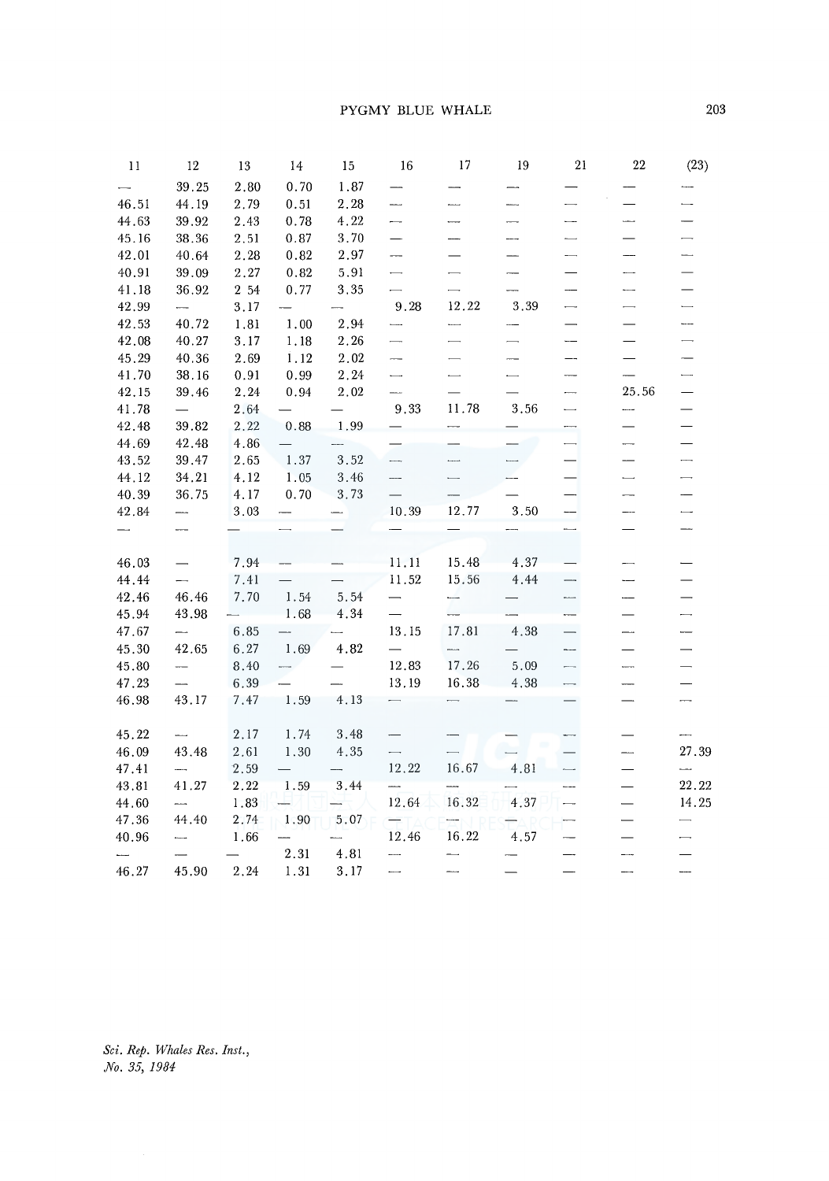| 11 | 12 | 13 | 14 | 15 | 16 | 17 | 19 | 21 | 22 | (23) |
|---|---|---|---|---|---|---|---|---|---|---|
| — | 39.25 | 2.80 | 0.70 | 1.87 | — | — | — | — | — | — |
| 46.51 | 44.19 | 2.79 | 0.51 | 2.28 | — | — | — | — | — | — |
| 44.63 | 39.92 | 2.43 | 0.78 | 4.22 | — | — | — | — | — | — |
| 45.16 | 38.36 | 2.51 | 0.87 | 3.70 | — | — | — | — | — | — |
| 42.01 | 40.64 | 2.28 | 0.82 | 2.97 | — | — | — | — | — | — |
| 40.91 | 39.09 | 2.27 | 0.82 | 5.91 | — | — | — | — | — | — |
| 41.18 | 36.92 | 2 54 | 0.77 | 3.35 | — | — | — | — | — | — |
| 42.99 | — | 3.17 | — | — | 9.28 | 12.22 | 3.39 | — | — | — |
| 42.53 | 40.72 | 1.81 | 1.00 | 2.94 | — | — | — | — | — | — |
| 42.08 | 40.27 | 3.17 | 1.18 | 2.26 | — | — | — | — | — | — |
| 45.29 | 40.36 | 2.69 | 1.12 | 2.02 | — | — | — | — | — | — |
| 41.70 | 38.16 | 0.91 | 0.99 | 2.24 | — | — | — | — | — | — |
| 42.15 | 39.46 | 2.24 | 0.94 | 2.02 | — | — | — | — | 25.56 | — |
| 41.78 | — | 2.64 | — | — | 9.33 | 11.78 | 3.56 | — | — | — |
| 42.48 | 39.82 | 2.22 | 0.88 | 1.99 | — | — | — | — | — | — |
| 44.69 | 42.48 | 4.86 | — | — | — | — | — | — | — | — |
| 43.52 | 39.47 | 2.65 | 1.37 | 3.52 | — | — | — | — | — | — |
| 44.12 | 34.21 | 4.12 | 1.05 | 3.46 | — | — | — | — | — | — |
| 40.39 | 36.75 | 4.17 | 0.70 | 3.73 | — | — | — | — | — | — |
| 42.84 | — | 3.03 | — | — | 10.39 | 12.77 | 3.50 | — | — | — |
| — | — | — | — | — | — | — | — | — | — | — |
| | | | | | | | | | | |
| 46.03 | — | 7.94 | — | — | 11.11 | 15.48 | 4.37 | — | — | — |
| 44.44 | — | 7.41 | — | — | 11.52 | 15.56 | 4.44 | — | — | — |
| 42.46 | 46.46 | 7.70 | 1.54 | 5.54 | — | — | — | — | — | — |
| 45.94 | 43.98 | — | 1.68 | 4.34 | — | — | — | — | — | — |
| 47.67 | — | 6.85 | — | — | 13.15 | 17.81 | 4.38 | — | — | — |
| 45.30 | 42.65 | 6.27 | 1.69 | 4.82 | — | — | — | — | — | — |
| 45.80 | — | 8.40 | — | — | 12.83 | 17.26 | 5.09 | — | — | — |
| 47.23 | — | 6.39 | — | — | 13.19 | 16.38 | 4.38 | — | — | — |
| 46.98 | 43.17 | 7.47 | 1.59 | 4.13 | — | — | — | — | — | — |
| | | | | | | | | | | |
| 45.22 | — | 2.17 | 1.74 | 3.48 | — | — | — | — | — | — |
| 46.09 | 43.48 | 2.61 | 1.30 | 4.35 | — | — | — | — | — | 27.39 |
| 47.41 | — | 2.59 | — | — | 12.22 | 16.67 | 4.81 | — | — | — |
| 43.81 | 41.27 | 2.22 | 1.59 | 3.44 | — | — | — | — | — | 22.22 |
| 44.60 | — | 1.83 | — | — | 12.64 | 16.32 | 4.37 | — | — | 14.25 |
| 47.36 | 44.40 | 2.74 | 1.90 | 5.07 | — | — | — | — | — | — |
| 40.96 | — | 1.66 | — | — | 12.46 | 16.22 | 4.57 | — | — | — |
| — | — | — | 2.31 | 4.81 | — | — | — | — | — | — |
| 46.27 | 45.90 | 2.24 | 1.31 | 3.17 | — | — | — | — | — | — |